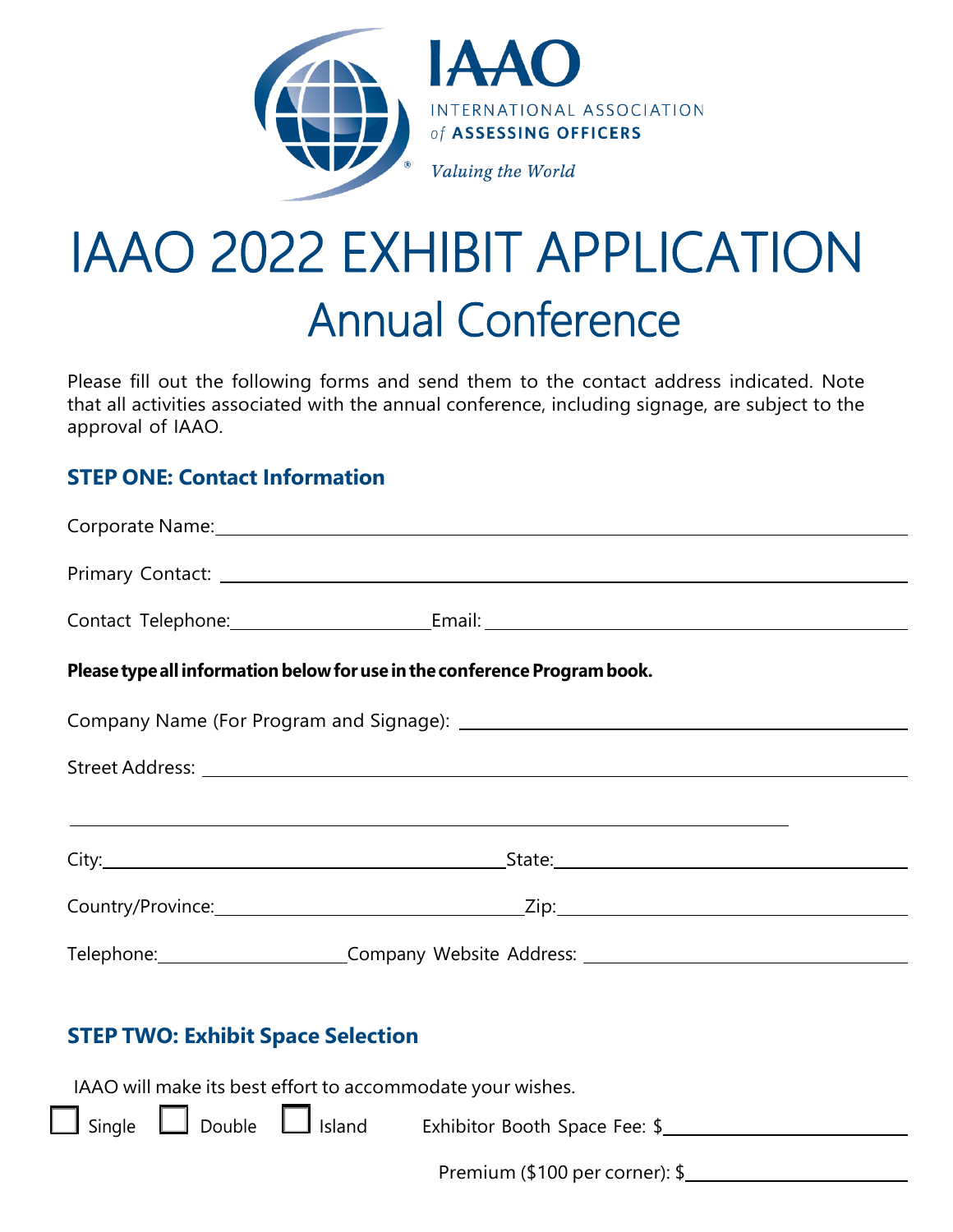IAAO

INTERNATIONAL ASSOCIATION of ASSESSING OFFICERS

*Valuing the World*

# IAAO 2022 EXHIBIT APPLICATION

## Annual Conference

Please fill out the following forms and send them to the contact address indicated. Note that all activities associated with the annual conference, including signage, are subject to the approval of IAAO.

### STEP ONE: Contact Information

Corporate Name: ______________________________

Primary Contact: ______________________________

Contact Telephone: ____________________ Email: ______________________________

**Please type all information below for use in the conference Program book.**

Company Name (For Program and Signage): ______________________________

Street Address: ______________________________

______________________________

City: ______________________________ State: ______________________________

Country/Province: ______________________________ Zip: ______________________________

Telephone: ____________________ Company Website Address: ______________________________

### STEP TWO: Exhibit Space Selection

IAAO will make its best effort to accommodate your wishes.

☐ Single ☐ Double ☐ Island Exhibitor Booth Space Fee: $____________________

Premium ($100 per corner): $____________________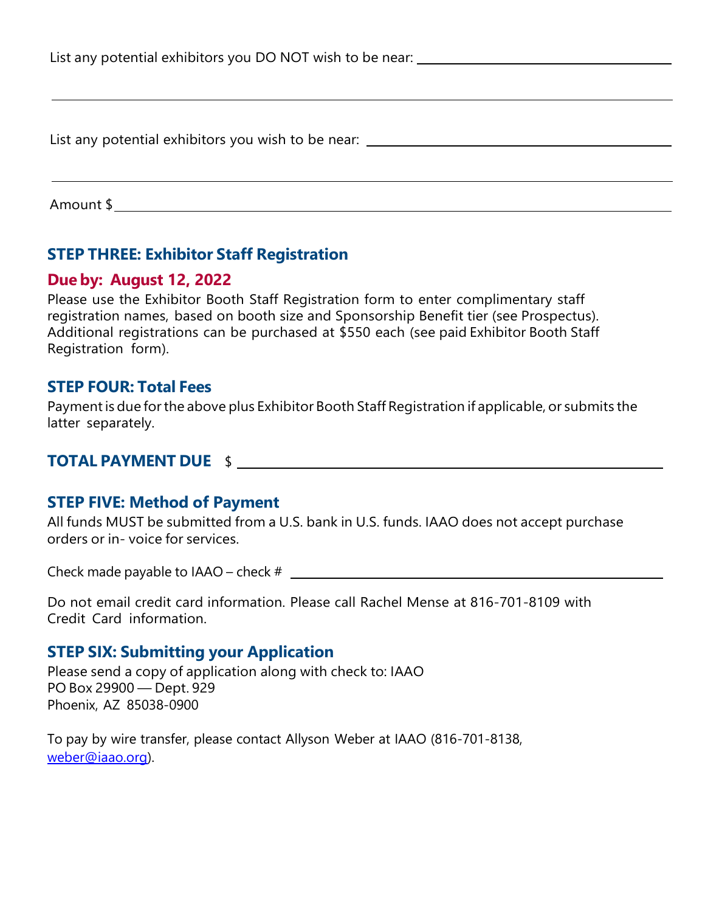List any potential exhibitors you DO NOT wish to be near: \_\_\_\_\_\_\_\_\_\_\_\_\_\_\_\_\_\_\_\_\_\_\_\_\_\_\_\_\_\_

\_\_\_\_\_\_\_\_\_\_\_\_\_\_\_\_\_\_\_\_\_\_\_\_\_\_\_\_\_\_\_\_\_\_\_\_\_\_\_\_\_\_\_\_\_\_\_\_\_\_\_\_\_\_\_\_\_\_\_\_

List any potential exhibitors you wish to be near: \_\_\_\_\_\_\_\_\_\_\_\_\_\_\_\_\_\_\_\_\_\_\_\_\_\_\_\_\_\_

\_\_\_\_\_\_\_\_\_\_\_\_\_\_\_\_\_\_\_\_\_\_\_\_\_\_\_\_\_\_\_\_\_\_\_\_\_\_\_\_\_\_\_\_\_\_\_\_\_\_\_\_\_\_\_\_\_\_\_\_

Amount $\_\_\_\_\_\_\_\_\_\_\_\_\_\_\_\_\_\_\_\_\_\_\_\_\_\_\_\_\_\_\_\_\_\_\_\_\_\_\_\_\_\_\_\_\_\_\_\_\_\_\_\_

## STEP THREE: Exhibitor Staff Registration

**Due by: August 12, 2022**

Please use the Exhibitor Booth Staff Registration form to enter complimentary staff registration names, based on booth size and Sponsorship Benefit tier (see Prospectus). Additional registrations can be purchased at $550 each (see paid Exhibitor Booth Staff Registration form).

## STEP FOUR: Total Fees

Payment is due for the above plus Exhibitor Booth Staff Registration if applicable, or submits the latter separately.

**TOTAL PAYMENT DUE** $\_\_\_\_\_\_\_\_\_\_\_\_\_\_\_\_\_\_\_\_\_\_\_\_\_\_\_\_\_\_\_\_\_\_\_\_\_\_\_\_

## STEP FIVE: Method of Payment

All funds MUST be submitted from a U.S. bank in U.S. funds. IAAO does not accept purchase orders or in- voice for services.

Check made payable to IAAO – check # \_\_\_\_\_\_\_\_\_\_\_\_\_\_\_\_\_\_\_\_\_\_\_\_\_\_\_\_\_\_\_\_\_\_\_\_

Do not email credit card information. Please call Rachel Mense at 816-701-8109 with Credit Card information.

## STEP SIX: Submitting your Application

Please send a copy of application along with check to: IAAO
PO Box 29900 — Dept. 929
Phoenix, AZ 85038-0900

To pay by wire transfer, please contact Allyson Weber at IAAO (816-701-8138, weber@iaao.org).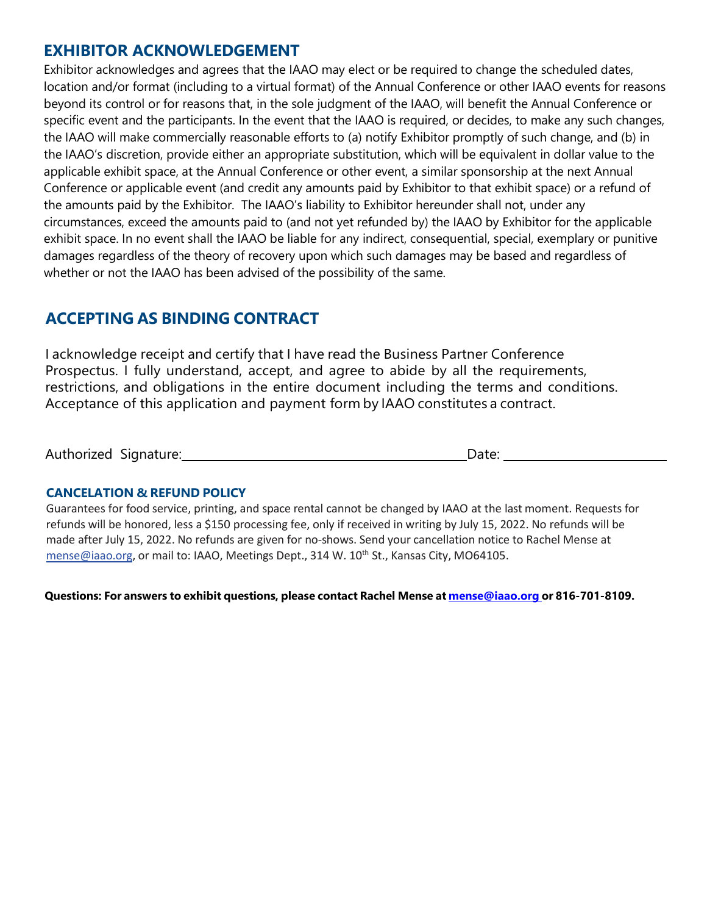## EXHIBITOR ACKNOWLEDGEMENT

Exhibitor acknowledges and agrees that the IAAO may elect or be required to change the scheduled dates, location and/or format (including to a virtual format) of the Annual Conference or other IAAO events for reasons beyond its control or for reasons that, in the sole judgment of the IAAO, will benefit the Annual Conference or specific event and the participants. In the event that the IAAO is required, or decides, to make any such changes, the IAAO will make commercially reasonable efforts to (a) notify Exhibitor promptly of such change, and (b) in the IAAO's discretion, provide either an appropriate substitution, which will be equivalent in dollar value to the applicable exhibit space, at the Annual Conference or other event, a similar sponsorship at the next Annual Conference or applicable event (and credit any amounts paid by Exhibitor to that exhibit space) or a refund of the amounts paid by the Exhibitor. The IAAO's liability to Exhibitor hereunder shall not, under any circumstances, exceed the amounts paid to (and not yet refunded by) the IAAO by Exhibitor for the applicable exhibit space. In no event shall the IAAO be liable for any indirect, consequential, special, exemplary or punitive damages regardless of the theory of recovery upon which such damages may be based and regardless of whether or not the IAAO has been advised of the possibility of the same.

## ACCEPTING AS BINDING CONTRACT

I acknowledge receipt and certify that I have read the Business Partner Conference Prospectus. I fully understand, accept, and agree to abide by all the requirements, restrictions, and obligations in the entire document including the terms and conditions. Acceptance of this application and payment form by IAAO constitutes a contract.

Authorized Signature:\_\_\_\_\_\_\_\_\_\_\_\_\_\_\_\_\_\_\_\_\_\_\_\_\_\_\_\_\_\_\_\_ Date: \_\_\_\_\_\_\_\_\_\_\_\_\_\_\_\_\_\_

### CANCELATION & REFUND POLICY

Guarantees for food service, printing, and space rental cannot be changed by IAAO at the last moment. Requests for refunds will be honored, less a $150 processing fee, only if received in writing by July 15, 2022. No refunds will be made after July 15, 2022. No refunds are given for no-shows. Send your cancellation notice to Rachel Mense at mense@iaao.org, or mail to: IAAO, Meetings Dept., 314 W. 10th St., Kansas City, MO64105.

**Questions: For answers to exhibit questions, please contact Rachel Mense at mense@iaao.org or 816-701-8109.**